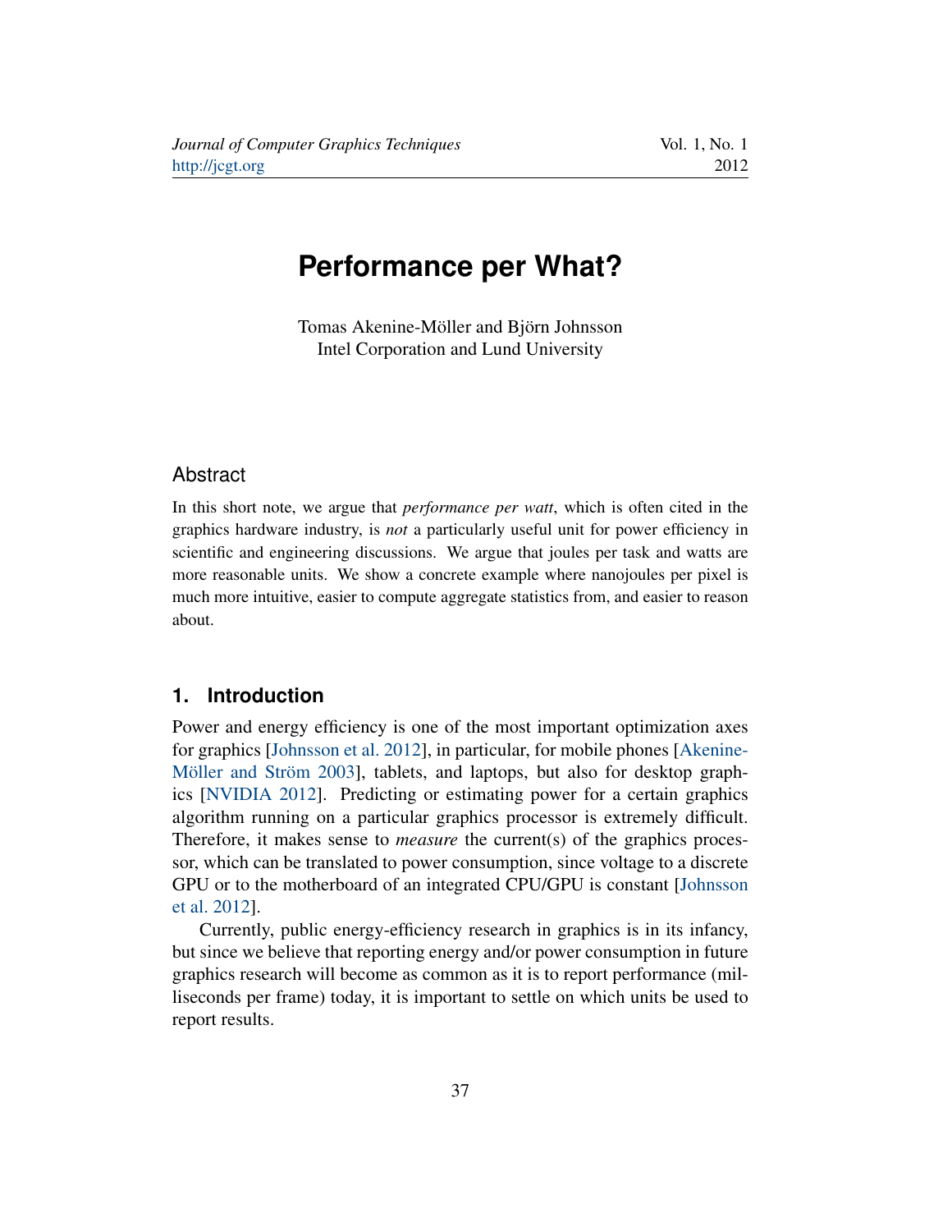# Performance per What?

Tomas Akenine-Möller and Björn Johnsson
Intel Corporation and Lund University

## Abstract

In this short note, we argue that *performance per watt*, which is often cited in the graphics hardware industry, is *not* a particularly useful unit for power efficiency in scientific and engineering discussions. We argue that joules per task and watts are more reasonable units. We show a concrete example where nanojoules per pixel is much more intuitive, easier to compute aggregate statistics from, and easier to reason about.

## 1. Introduction

Power and energy efficiency is one of the most important optimization axes for graphics [Johnsson et al. 2012], in particular, for mobile phones [Akenine-Möller and Ström 2003], tablets, and laptops, but also for desktop graphics [NVIDIA 2012]. Predicting or estimating power for a certain graphics algorithm running on a particular graphics processor is extremely difficult. Therefore, it makes sense to *measure* the current(s) of the graphics processor, which can be translated to power consumption, since voltage to a discrete GPU or to the motherboard of an integrated CPU/GPU is constant [Johnsson et al. 2012].

Currently, public energy-efficiency research in graphics is in its infancy, but since we believe that reporting energy and/or power consumption in future graphics research will become as common as it is to report performance (milliseconds per frame) today, it is important to settle on which units be used to report results.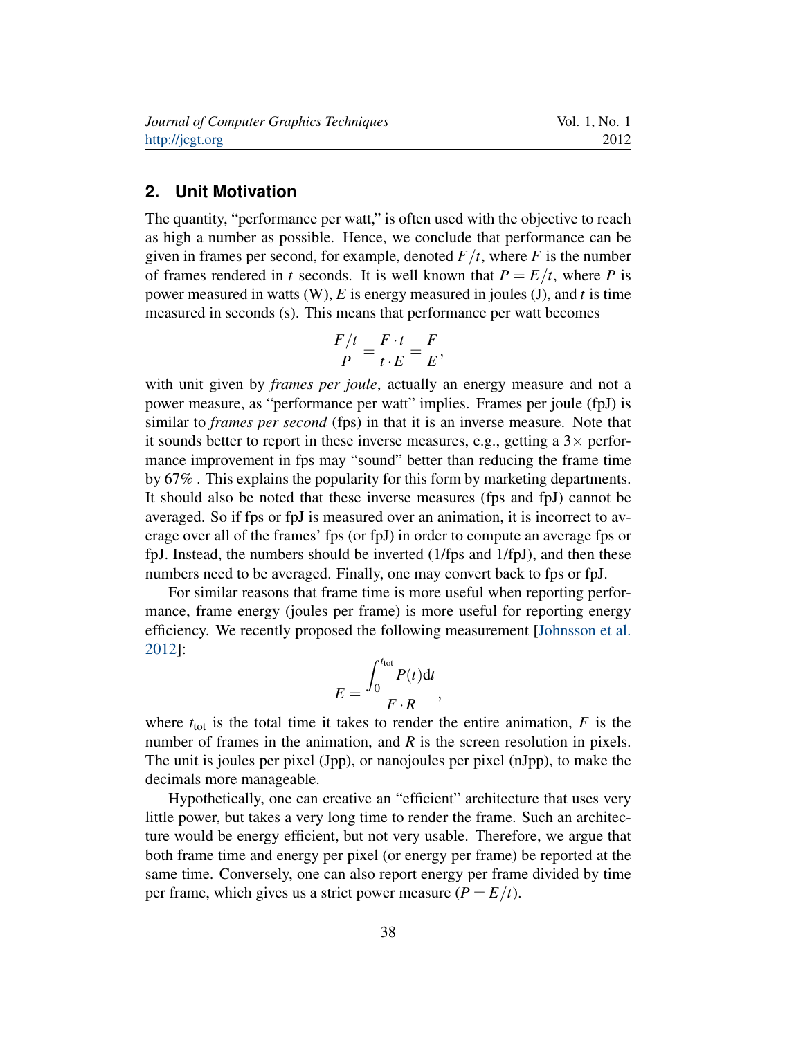## 2. Unit Motivation

The quantity, "performance per watt," is often used with the objective to reach as high a number as possible. Hence, we conclude that performance can be given in frames per second, for example, denoted $F/t$, where $F$ is the number of frames rendered in $t$ seconds. It is well known that $P = E/t$, where $P$ is power measured in watts (W), $E$ is energy measured in joules (J), and $t$ is time measured in seconds (s). This means that performance per watt becomes

$$\frac{F/t}{P} = \frac{F \cdot t}{t \cdot E} = \frac{F}{E},$$

with unit given by *frames per joule*, actually an energy measure and not a power measure, as "performance per watt" implies. Frames per joule (fpJ) is similar to *frames per second* (fps) in that it is an inverse measure. Note that it sounds better to report in these inverse measures, e.g., getting a $3\times$ performance improvement in fps may "sound" better than reducing the frame time by 67% . This explains the popularity for this form by marketing departments. It should also be noted that these inverse measures (fps and fpJ) cannot be averaged. So if fps or fpJ is measured over an animation, it is incorrect to average over all of the frames' fps (or fpJ) in order to compute an average fps or fpJ. Instead, the numbers should be inverted (1/fps and 1/fpJ), and then these numbers need to be averaged. Finally, one may convert back to fps or fpJ.

For similar reasons that frame time is more useful when reporting performance, frame energy (joules per frame) is more useful for reporting energy efficiency. We recently proposed the following measurement [Johnsson et al. 2012]:

$$E = \frac{\int_0^{t_{\text{tot}}} P(t)\mathrm{d}t}{F \cdot R},$$

where $t_{\text{tot}}$ is the total time it takes to render the entire animation, $F$ is the number of frames in the animation, and $R$ is the screen resolution in pixels. The unit is joules per pixel (Jpp), or nanojoules per pixel (nJpp), to make the decimals more manageable.

Hypothetically, one can creative an "efficient" architecture that uses very little power, but takes a very long time to render the frame. Such an architecture would be energy efficient, but not very usable. Therefore, we argue that both frame time and energy per pixel (or energy per frame) be reported at the same time. Conversely, one can also report energy per frame divided by time per frame, which gives us a strict power measure ($P = E/t$).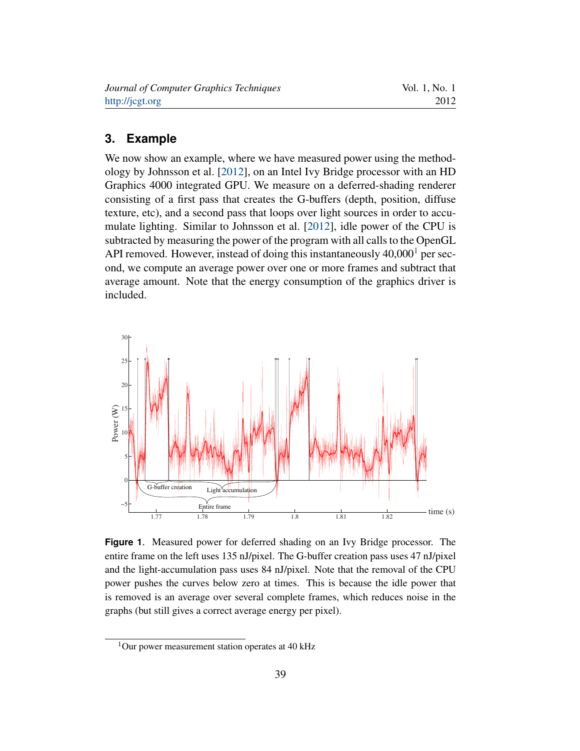## 3. Example

We now show an example, where we have measured power using the methodology by Johnsson et al. [2012], on an Intel Ivy Bridge processor with an HD Graphics 4000 integrated GPU. We measure on a deferred-shading renderer consisting of a first pass that creates the G-buffers (depth, position, diffuse texture, etc), and a second pass that loops over light sources in order to accumulate lighting. Similar to Johnsson et al. [2012], idle power of the CPU is subtracted by measuring the power of the program with all calls to the OpenGL API removed. However, instead of doing this instantaneously 40,000[1] per second, we compute an average power over one or more frames and subtract that average amount. Note that the energy consumption of the graphics driver is included.

**Figure 1**. Measured power for deferred shading on an Ivy Bridge processor. The entire frame on the left uses 135 nJ/pixel. The G-buffer creation pass uses 47 nJ/pixel and the light-accumulation pass uses 84 nJ/pixel. Note that the removal of the CPU power pushes the curves below zero at times. This is because the idle power that is removed is an average over several complete frames, which reduces noise in the graphs (but still gives a correct average energy per pixel).

[1] Our power measurement station operates at 40 kHz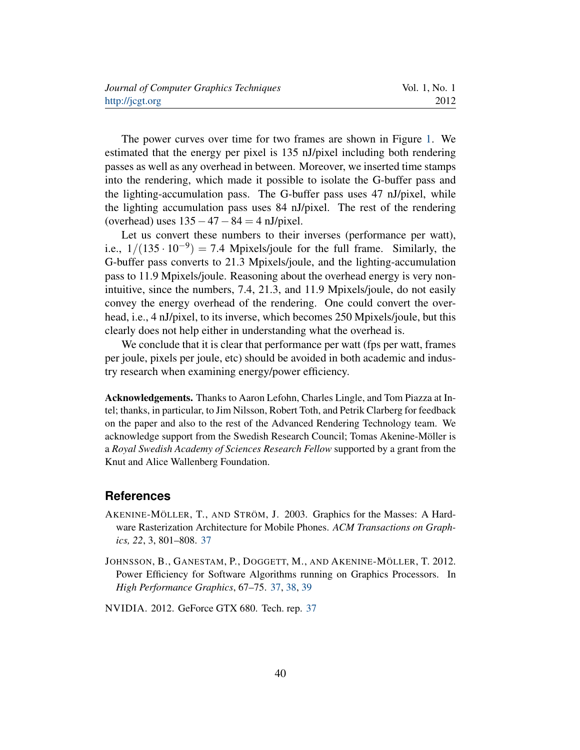The power curves over time for two frames are shown in Figure 1. We estimated that the energy per pixel is 135 nJ/pixel including both rendering passes as well as any overhead in between. Moreover, we inserted time stamps into the rendering, which made it possible to isolate the G-buffer pass and the lighting-accumulation pass. The G-buffer pass uses 47 nJ/pixel, while the lighting accumulation pass uses 84 nJ/pixel. The rest of the rendering (overhead) uses $135 - 47 - 84 = 4$ nJ/pixel.

Let us convert these numbers to their inverses (performance per watt), i.e., $1/(135 \cdot 10^{-9}) = 7.4$ Mpixels/joule for the full frame. Similarly, the G-buffer pass converts to 21.3 Mpixels/joule, and the lighting-accumulation pass to 11.9 Mpixels/joule. Reasoning about the overhead energy is very non-intuitive, since the numbers, 7.4, 21.3, and 11.9 Mpixels/joule, do not easily convey the energy overhead of the rendering. One could convert the overhead, i.e., 4 nJ/pixel, to its inverse, which becomes 250 Mpixels/joule, but this clearly does not help either in understanding what the overhead is.

We conclude that it is clear that performance per watt (fps per watt, frames per joule, pixels per joule, etc) should be avoided in both academic and industry research when examining energy/power efficiency.

**Acknowledgements.** Thanks to Aaron Lefohn, Charles Lingle, and Tom Piazza at Intel; thanks, in particular, to Jim Nilsson, Robert Toth, and Petrik Clarberg for feedback on the paper and also to the rest of the Advanced Rendering Technology team. We acknowledge support from the Swedish Research Council; Tomas Akenine-Möller is a *Royal Swedish Academy of Sciences Research Fellow* supported by a grant from the Knut and Alice Wallenberg Foundation.

## References

AKENINE-MÖLLER, T., AND STRÖM, J. 2003. Graphics for the Masses: A Hardware Rasterization Architecture for Mobile Phones. *ACM Transactions on Graphics, 22*, 3, 801–808. 37

JOHNSSON, B., GANESTAM, P., DOGGETT, M., AND AKENINE-MÖLLER, T. 2012. Power Efficiency for Software Algorithms running on Graphics Processors. In *High Performance Graphics*, 67–75. 37, 38, 39

NVIDIA. 2012. GeForce GTX 680. Tech. rep. 37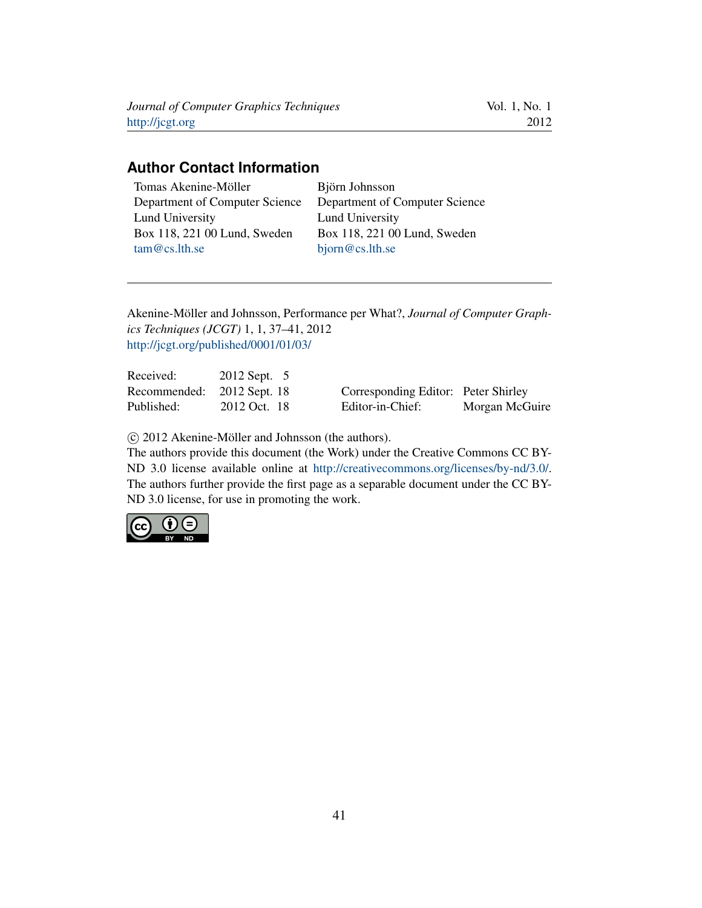## Author Contact Information

Tomas Akenine-Möller
Department of Computer Science
Lund University
Box 118, 221 00 Lund, Sweden
tam@cs.lth.se

Björn Johnsson
Department of Computer Science
Lund University
Box 118, 221 00 Lund, Sweden
bjorn@cs.lth.se

---

Akenine-Möller and Johnsson, Performance per What?, *Journal of Computer Graphics Techniques (JCGT)* 1, 1, 37–41, 2012
http://jcgt.org/published/0001/01/03/

| | | | |
|---|---|---|---|
| Received: | 2012 Sept. 5 | | |
| Recommended: | 2012 Sept. 18 | Corresponding Editor: | Peter Shirley |
| Published: | 2012 Oct. 18 | Editor-in-Chief: | Morgan McGuire |

© 2012 Akenine-Möller and Johnsson (the authors).
The authors provide this document (the Work) under the Creative Commons CC BY-ND 3.0 license available online at http://creativecommons.org/licenses/by-nd/3.0/. The authors further provide the first page as a separable document under the CC BY-ND 3.0 license, for use in promoting the work.